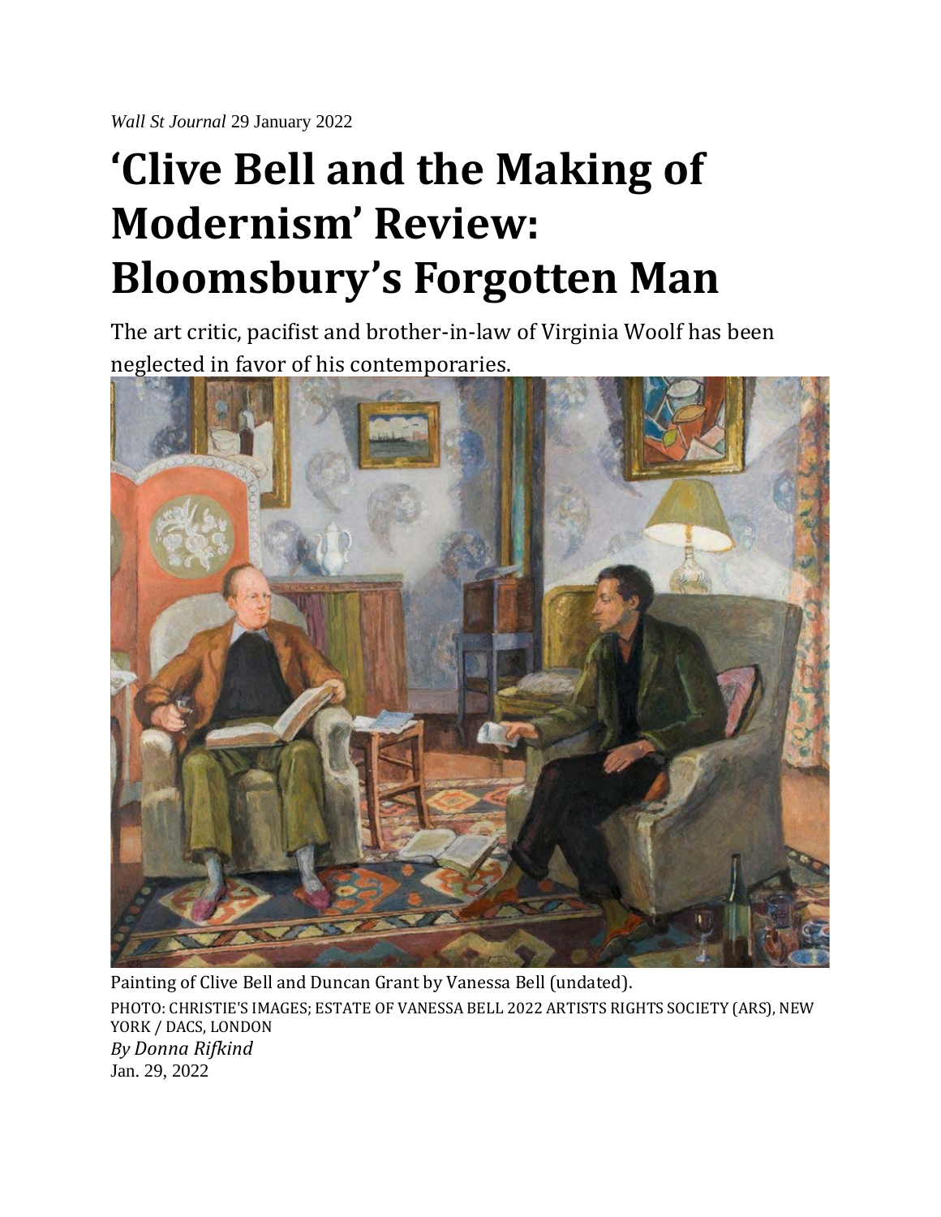*Wall St Journal* 29 January 2022

# 'Clive Bell and the Making of Modernism' Review: Bloomsbury's Forgotten Man

The art critic, pacifist and brother-in-law of Virginia Woolf has been neglected in favor of his contemporaries.

Painting of Clive Bell and Duncan Grant by Vanessa Bell (undated).

PHOTO: CHRISTIE'S IMAGES; ESTATE OF VANESSA BELL 2022 ARTISTS RIGHTS SOCIETY (ARS), NEW YORK / DACS, LONDON

*By Donna Rifkind*

Jan. 29, 2022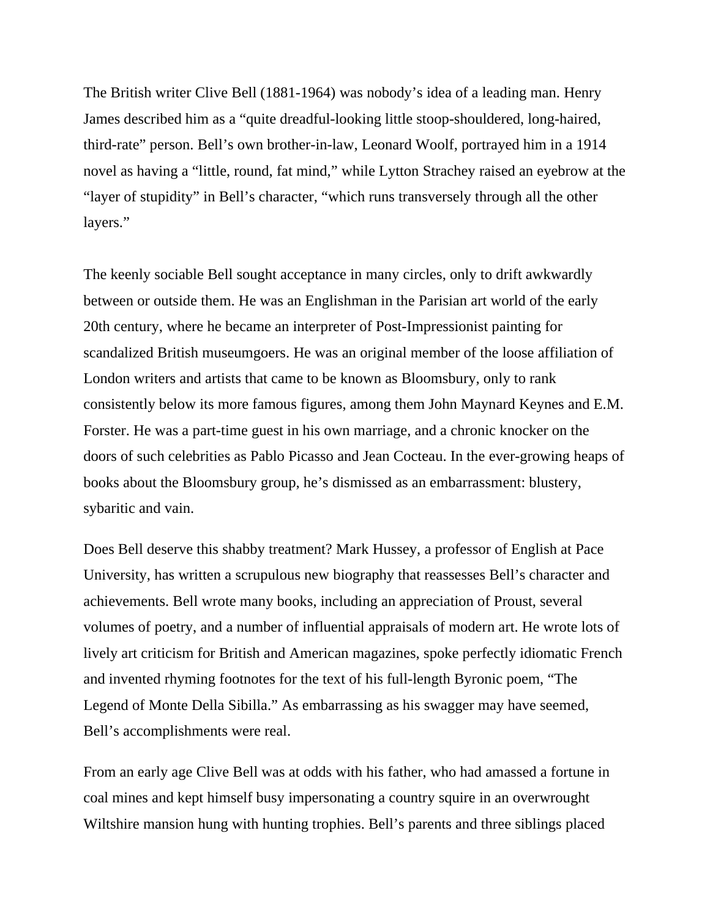The British writer Clive Bell (1881-1964) was nobody's idea of a leading man. Henry James described him as a "quite dreadful-looking little stoop-shouldered, long-haired, third-rate" person. Bell's own brother-in-law, Leonard Woolf, portrayed him in a 1914 novel as having a "little, round, fat mind," while Lytton Strachey raised an eyebrow at the "layer of stupidity" in Bell's character, "which runs transversely through all the other layers."

The keenly sociable Bell sought acceptance in many circles, only to drift awkwardly between or outside them. He was an Englishman in the Parisian art world of the early 20th century, where he became an interpreter of Post-Impressionist painting for scandalized British museumgoers. He was an original member of the loose affiliation of London writers and artists that came to be known as Bloomsbury, only to rank consistently below its more famous figures, among them John Maynard Keynes and E.M. Forster. He was a part-time guest in his own marriage, and a chronic knocker on the doors of such celebrities as Pablo Picasso and Jean Cocteau. In the ever-growing heaps of books about the Bloomsbury group, he's dismissed as an embarrassment: blustery, sybaritic and vain.

Does Bell deserve this shabby treatment? Mark Hussey, a professor of English at Pace University, has written a scrupulous new biography that reassesses Bell's character and achievements. Bell wrote many books, including an appreciation of Proust, several volumes of poetry, and a number of influential appraisals of modern art. He wrote lots of lively art criticism for British and American magazines, spoke perfectly idiomatic French and invented rhyming footnotes for the text of his full-length Byronic poem, "The Legend of Monte Della Sibilla." As embarrassing as his swagger may have seemed, Bell's accomplishments were real.

From an early age Clive Bell was at odds with his father, who had amassed a fortune in coal mines and kept himself busy impersonating a country squire in an overwrought Wiltshire mansion hung with hunting trophies. Bell's parents and three siblings placed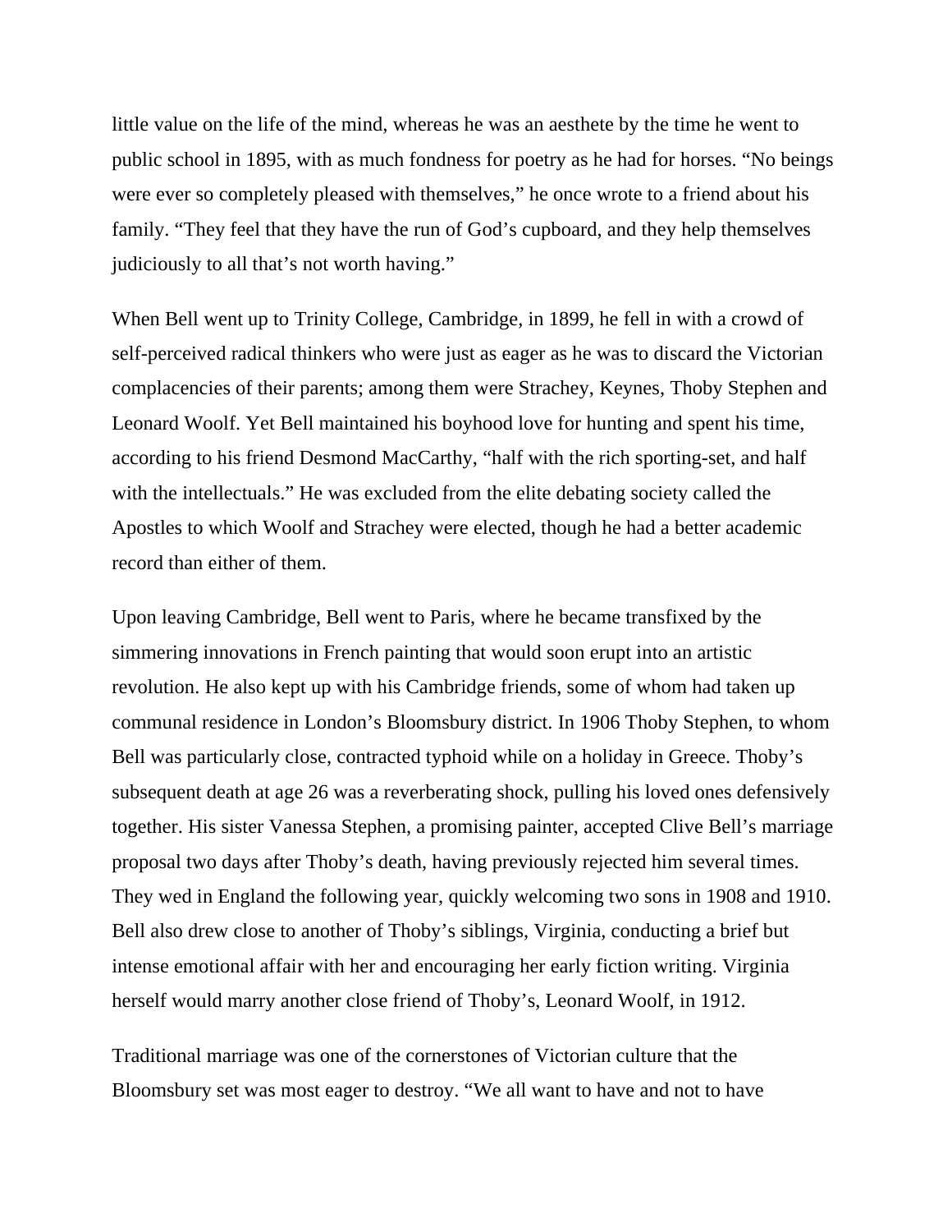little value on the life of the mind, whereas he was an aesthete by the time he went to public school in 1895, with as much fondness for poetry as he had for horses. “No beings were ever so completely pleased with themselves,” he once wrote to a friend about his family. “They feel that they have the run of God’s cupboard, and they help themselves judiciously to all that’s not worth having.”

When Bell went up to Trinity College, Cambridge, in 1899, he fell in with a crowd of self-perceived radical thinkers who were just as eager as he was to discard the Victorian complacencies of their parents; among them were Strachey, Keynes, Thoby Stephen and Leonard Woolf. Yet Bell maintained his boyhood love for hunting and spent his time, according to his friend Desmond MacCarthy, “half with the rich sporting-set, and half with the intellectuals.” He was excluded from the elite debating society called the Apostles to which Woolf and Strachey were elected, though he had a better academic record than either of them.

Upon leaving Cambridge, Bell went to Paris, where he became transfixed by the simmering innovations in French painting that would soon erupt into an artistic revolution. He also kept up with his Cambridge friends, some of whom had taken up communal residence in London’s Bloomsbury district. In 1906 Thoby Stephen, to whom Bell was particularly close, contracted typhoid while on a holiday in Greece. Thoby’s subsequent death at age 26 was a reverberating shock, pulling his loved ones defensively together. His sister Vanessa Stephen, a promising painter, accepted Clive Bell’s marriage proposal two days after Thoby’s death, having previously rejected him several times. They wed in England the following year, quickly welcoming two sons in 1908 and 1910. Bell also drew close to another of Thoby’s siblings, Virginia, conducting a brief but intense emotional affair with her and encouraging her early fiction writing. Virginia herself would marry another close friend of Thoby’s, Leonard Woolf, in 1912.

Traditional marriage was one of the cornerstones of Victorian culture that the Bloomsbury set was most eager to destroy. “We all want to have and not to have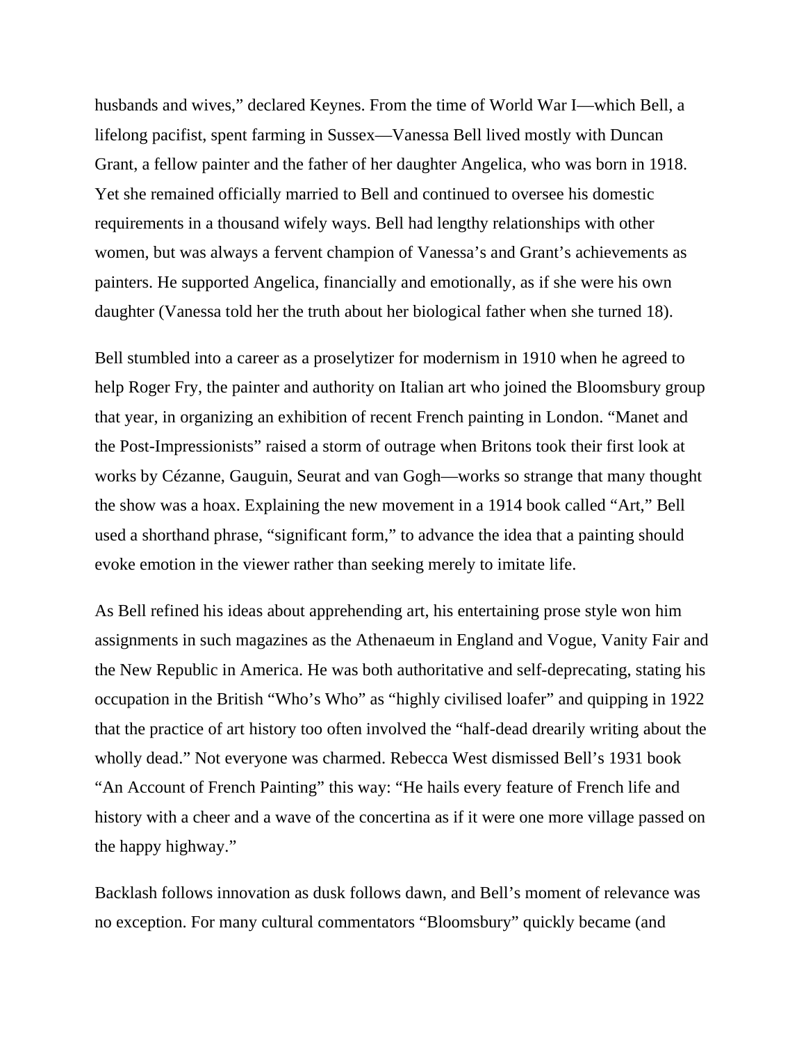husbands and wives," declared Keynes. From the time of World War I—which Bell, a lifelong pacifist, spent farming in Sussex—Vanessa Bell lived mostly with Duncan Grant, a fellow painter and the father of her daughter Angelica, who was born in 1918. Yet she remained officially married to Bell and continued to oversee his domestic requirements in a thousand wifely ways. Bell had lengthy relationships with other women, but was always a fervent champion of Vanessa's and Grant's achievements as painters. He supported Angelica, financially and emotionally, as if she were his own daughter (Vanessa told her the truth about her biological father when she turned 18).

Bell stumbled into a career as a proselytizer for modernism in 1910 when he agreed to help Roger Fry, the painter and authority on Italian art who joined the Bloomsbury group that year, in organizing an exhibition of recent French painting in London. "Manet and the Post-Impressionists" raised a storm of outrage when Britons took their first look at works by Cézanne, Gauguin, Seurat and van Gogh—works so strange that many thought the show was a hoax. Explaining the new movement in a 1914 book called "Art," Bell used a shorthand phrase, "significant form," to advance the idea that a painting should evoke emotion in the viewer rather than seeking merely to imitate life.

As Bell refined his ideas about apprehending art, his entertaining prose style won him assignments in such magazines as the Athenaeum in England and Vogue, Vanity Fair and the New Republic in America. He was both authoritative and self-deprecating, stating his occupation in the British "Who's Who" as "highly civilised loafer" and quipping in 1922 that the practice of art history too often involved the "half-dead drearily writing about the wholly dead." Not everyone was charmed. Rebecca West dismissed Bell's 1931 book "An Account of French Painting" this way: "He hails every feature of French life and history with a cheer and a wave of the concertina as if it were one more village passed on the happy highway."

Backlash follows innovation as dusk follows dawn, and Bell's moment of relevance was no exception. For many cultural commentators "Bloomsbury" quickly became (and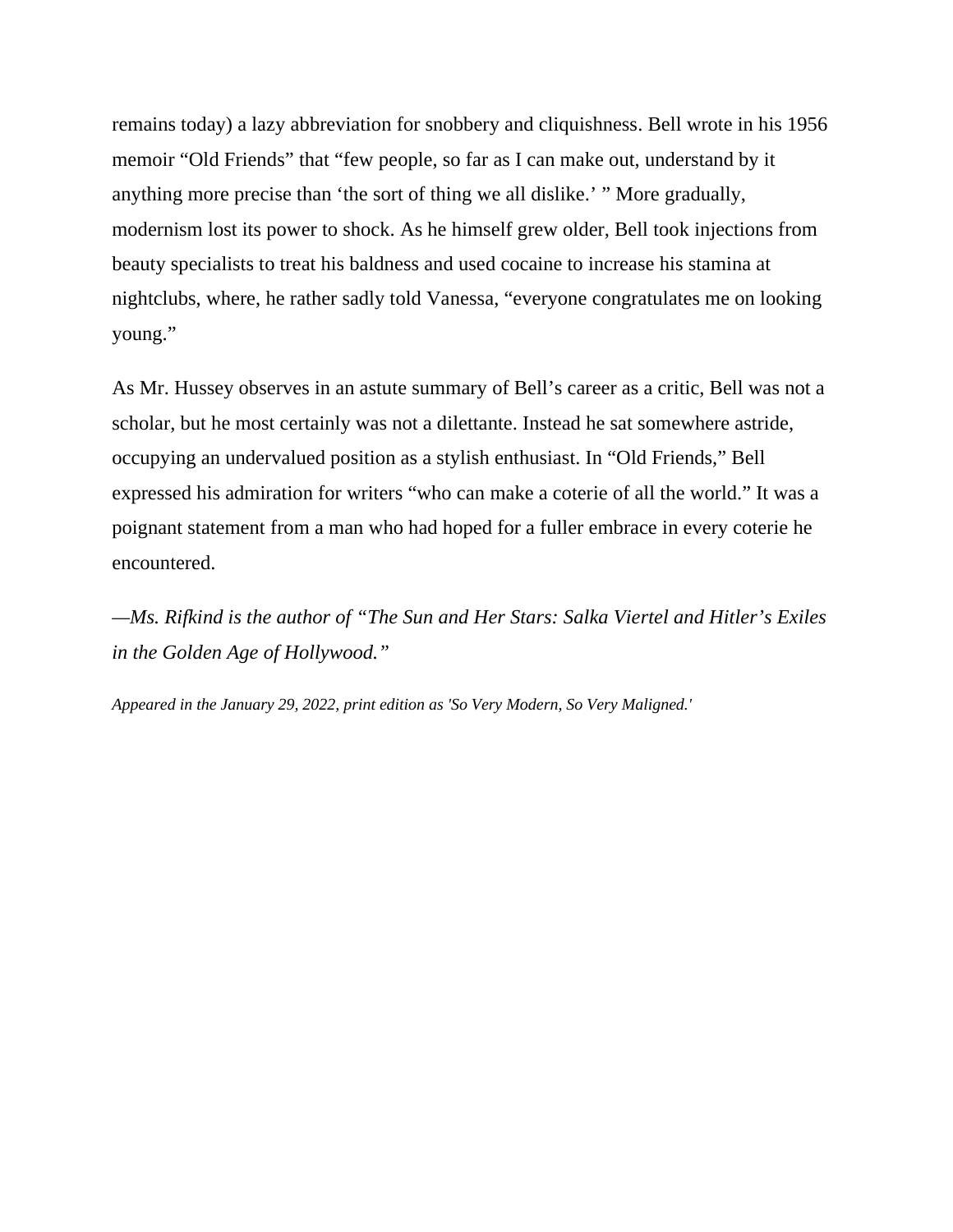remains today) a lazy abbreviation for snobbery and cliquishness. Bell wrote in his 1956 memoir "Old Friends" that "few people, so far as I can make out, understand by it anything more precise than 'the sort of thing we all dislike.' " More gradually, modernism lost its power to shock. As he himself grew older, Bell took injections from beauty specialists to treat his baldness and used cocaine to increase his stamina at nightclubs, where, he rather sadly told Vanessa, "everyone congratulates me on looking young."

As Mr. Hussey observes in an astute summary of Bell's career as a critic, Bell was not a scholar, but he most certainly was not a dilettante. Instead he sat somewhere astride, occupying an undervalued position as a stylish enthusiast. In "Old Friends," Bell expressed his admiration for writers "who can make a coterie of all the world." It was a poignant statement from a man who had hoped for a fuller embrace in every coterie he encountered.

*—Ms. Rifkind is the author of "The Sun and Her Stars: Salka Viertel and Hitler's Exiles in the Golden Age of Hollywood."*

*Appeared in the January 29, 2022, print edition as 'So Very Modern, So Very Maligned.'*